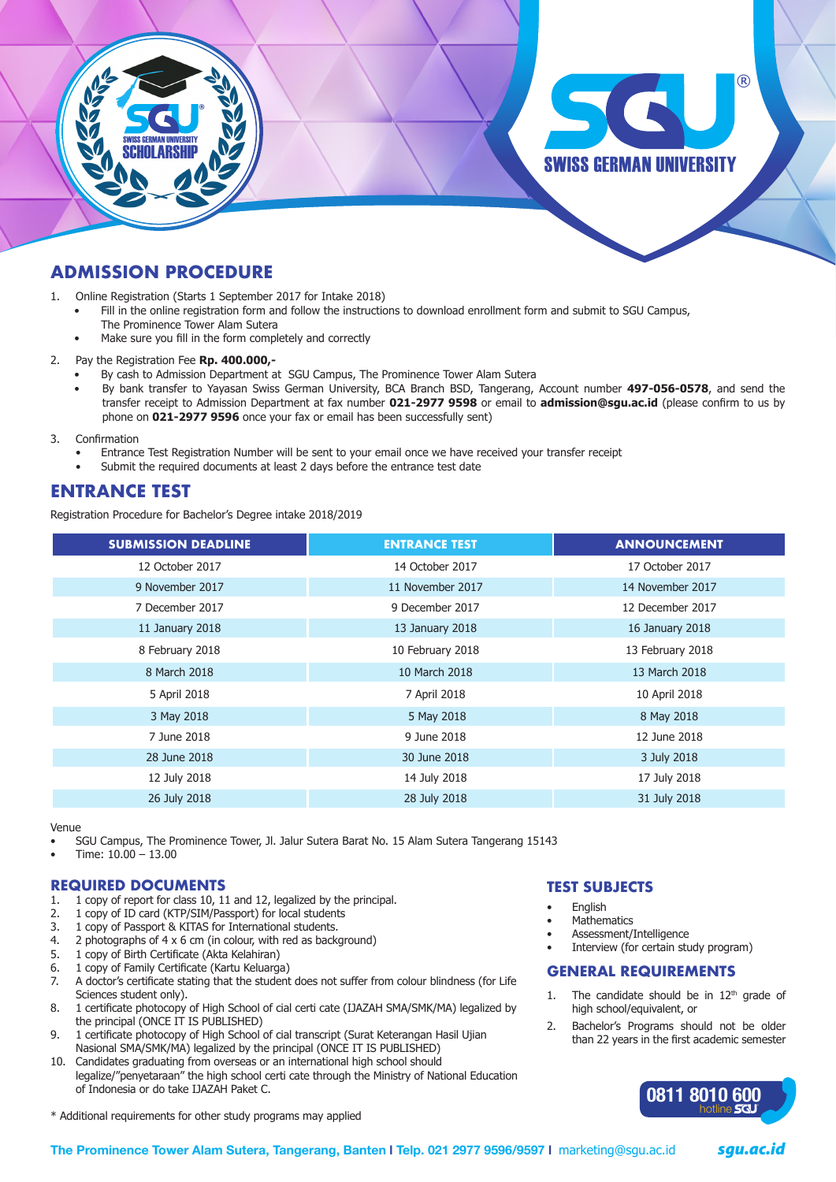SWISS GERMAN UNIVERSITY SCHOLARSHIP

SGU® SWISS GERMAN UNIVERSITY

## ADMISSION PROCEDURE

1. Online Registration (Starts 1 September 2017 for Intake 2018)
   - Fill in the online registration form and follow the instructions to download enrollment form and submit to SGU Campus, The Prominence Tower Alam Sutera
   - Make sure you fill in the form completely and correctly
2. Pay the Registration Fee **Rp. 400.000,-**
   - By cash to Admission Department at SGU Campus, The Prominence Tower Alam Sutera
   - By bank transfer to Yayasan Swiss German University, BCA Branch BSD, Tangerang, Account number **497-056-0578**, and send the transfer receipt to Admission Department at fax number **021-2977 9598** or email to **admission@sgu.ac.id** (please confirm to us by phone on **021-2977 9596** once your fax or email has been successfully sent)
3. Confirmation
   - Entrance Test Registration Number will be sent to your email once we have received your transfer receipt
   - Submit the required documents at least 2 days before the entrance test date

## ENTRANCE TEST

Registration Procedure for Bachelor's Degree intake 2018/2019

| SUBMISSION DEADLINE | ENTRANCE TEST | ANNOUNCEMENT |
|---|---|---|
| 12 October 2017 | 14 October 2017 | 17 October 2017 |
| 9 November 2017 | 11 November 2017 | 14 November 2017 |
| 7 December 2017 | 9 December 2017 | 12 December 2017 |
| 11 January 2018 | 13 January 2018 | 16 January 2018 |
| 8 February 2018 | 10 February 2018 | 13 February 2018 |
| 8 March 2018 | 10 March 2018 | 13 March 2018 |
| 5 April 2018 | 7 April 2018 | 10 April 2018 |
| 3 May 2018 | 5 May 2018 | 8 May 2018 |
| 7 June 2018 | 9 June 2018 | 12 June 2018 |
| 28 June 2018 | 30 June 2018 | 3 July 2018 |
| 12 July 2018 | 14 July 2018 | 17 July 2018 |
| 26 July 2018 | 28 July 2018 | 31 July 2018 |

Venue

- SGU Campus, The Prominence Tower, Jl. Jalur Sutera Barat No. 15 Alam Sutera Tangerang 15143
- Time: 10.00 – 13.00

## REQUIRED DOCUMENTS

1. 1 copy of report for class 10, 11 and 12, legalized by the principal.
2. 1 copy of ID card (KTP/SIM/Passport) for local students
3. 1 copy of Passport & KITAS for International students.
4. 2 photographs of 4 x 6 cm (in colour, with red as background)
5. 1 copy of Birth Certificate (Akta Kelahiran)
6. 1 copy of Family Certificate (Kartu Keluarga)
7. A doctor's certificate stating that the student does not suffer from colour blindness (for Life Sciences student only).
8. 1 certificate photocopy of High School of cial certi cate (IJAZAH SMA/SMK/MA) legalized by the principal (ONCE IT IS PUBLISHED)
9. 1 certificate photocopy of High School of cial transcript (Surat Keterangan Hasil Ujian Nasional SMA/SMK/MA) legalized by the principal (ONCE IT IS PUBLISHED)
10. Candidates graduating from overseas or an international high school should legalize/"penyetaraan" the high school certi cate through the Ministry of National Education of Indonesia or do take IJAZAH Paket C.

\* Additional requirements for other study programs may applied

## TEST SUBJECTS

- English
- Mathematics
- Assessment/Intelligence
- Interview (for certain study program)

## GENERAL REQUIREMENTS

1. The candidate should be in 12th grade of high school/equivalent, or
2. Bachelor's Programs should not be older than 22 years in the first academic semester

0811 8010 600 hotline SGU

**The Prominence Tower Alam Sutera, Tangerang, Banten | Telp. 021 2977 9596/9597 |** marketing@sgu.ac.id *sgu.ac.id*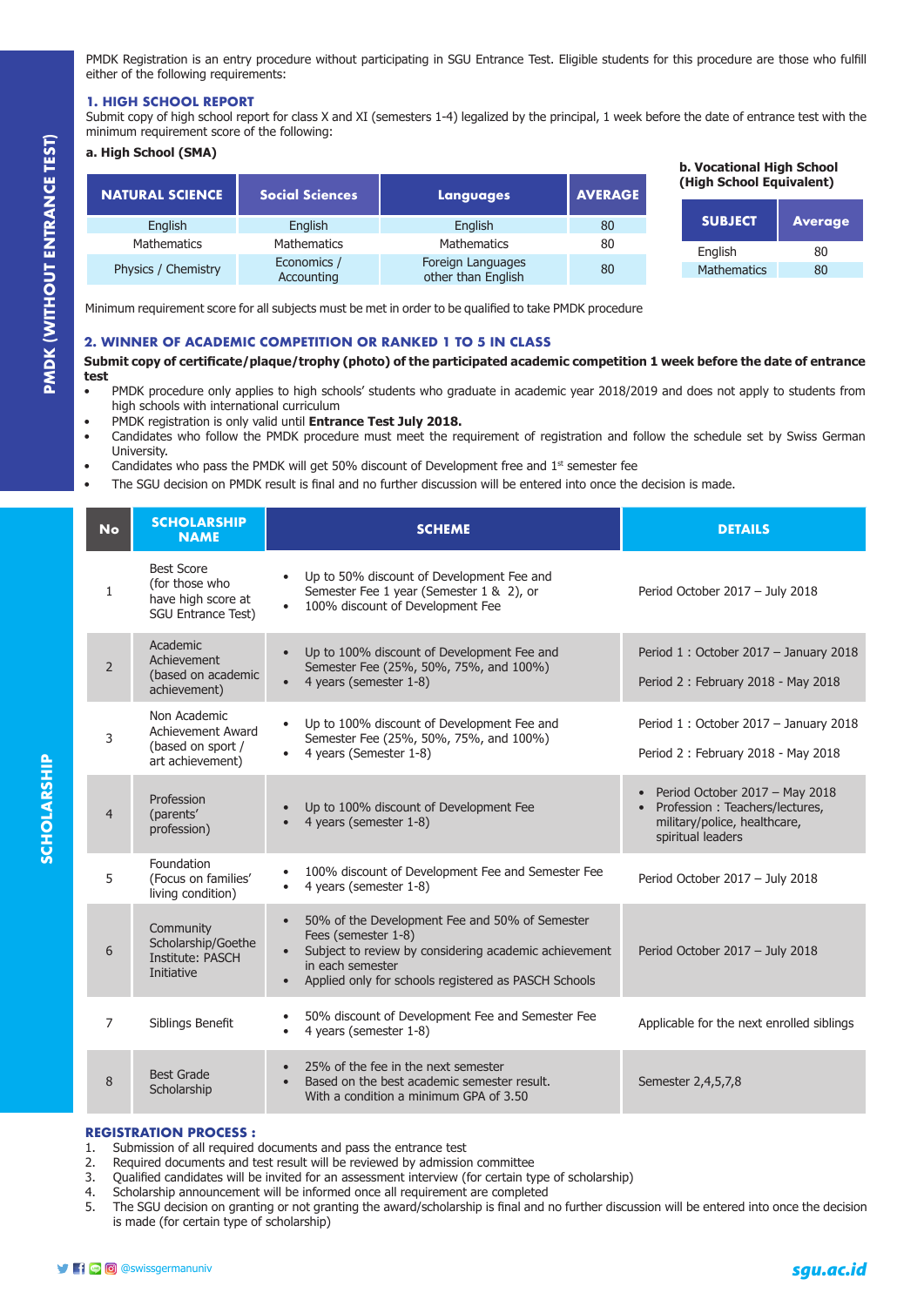PMDK (WITHOUT ENTRANCE TEST)

PMDK Registration is an entry procedure without participating in SGU Entrance Test. Eligible students for this procedure are those who fulfill either of the following requirements:

### 1. HIGH SCHOOL REPORT

Submit copy of high school report for class X and XI (semesters 1-4) legalized by the principal, 1 week before the date of entrance test with the minimum requirement score of the following:

**a. High School (SMA)**

| NATURAL SCIENCE | Social Sciences | Languages | AVERAGE |
|---|---|---|---|
| English | English | English | 80 |
| Mathematics | Mathematics | Mathematics | 80 |
| Physics / Chemistry | Economics / Accounting | Foreign Languages other than English | 80 |

**b. Vocational High School (High School Equivalent)**

| SUBJECT | Average |
|---|---|
| English | 80 |
| Mathematics | 80 |

Minimum requirement score for all subjects must be met in order to be qualified to take PMDK procedure

### 2. WINNER OF ACADEMIC COMPETITION OR RANKED 1 TO 5 IN CLASS

**Submit copy of certificate/plaque/trophy (photo) of the participated academic competition 1 week before the date of entrance test**

- PMDK procedure only applies to high schools' students who graduate in academic year 2018/2019 and does not apply to students from high schools with international curriculum
- PMDK registration is only valid until **Entrance Test July 2018.**
- Candidates who follow the PMDK procedure must meet the requirement of registration and follow the schedule set by Swiss German University.
- Candidates who pass the PMDK will get 50% discount of Development free and 1st semester fee
- The SGU decision on PMDK result is final and no further discussion will be entered into once the decision is made.

SCHOLARSHIP

| No | SCHOLARSHIP NAME | SCHEME | DETAILS |
|---|---|---|---|
| 1 | Best Score (for those who have high score at SGU Entrance Test) | • Up to 50% discount of Development Fee and Semester Fee 1 year (Semester 1 & 2), or<br>• 100% discount of Development Fee | Period October 2017 – July 2018 |
| 2 | Academic Achievement (based on academic achievement) | • Up to 100% discount of Development Fee and Semester Fee (25%, 50%, 75%, and 100%)<br>• 4 years (semester 1-8) | Period 1 : October 2017 – January 2018<br>Period 2 : February 2018 - May 2018 |
| 3 | Non Academic Achievement Award (based on sport / art achievement) | • Up to 100% discount of Development Fee and Semester Fee (25%, 50%, 75%, and 100%)<br>• 4 years (Semester 1-8) | Period 1 : October 2017 – January 2018<br>Period 2 : February 2018 - May 2018 |
| 4 | Profession (parents' profession) | • Up to 100% discount of Development Fee<br>• 4 years (semester 1-8) | • Period October 2017 – May 2018<br>• Profession : Teachers/lectures, military/police, healthcare, spiritual leaders |
| 5 | Foundation (Focus on families' living condition) | • 100% discount of Development Fee and Semester Fee<br>• 4 years (semester 1-8) | Period October 2017 – July 2018 |
| 6 | Community Scholarship/Goethe Institute: PASCH Initiative | • 50% of the Development Fee and 50% of Semester Fees (semester 1-8)<br>• Subject to review by considering academic achievement in each semester<br>• Applied only for schools registered as PASCH Schools | Period October 2017 – July 2018 |
| 7 | Siblings Benefit | • 50% discount of Development Fee and Semester Fee<br>• 4 years (semester 1-8) | Applicable for the next enrolled siblings |
| 8 | Best Grade Scholarship | • 25% of the fee in the next semester<br>• Based on the best academic semester result. With a condition a minimum GPA of 3.50 | Semester 2,4,5,7,8 |

### REGISTRATION PROCESS :

1. Submission of all required documents and pass the entrance test
2. Required documents and test result will be reviewed by admission committee
3. Qualified candidates will be invited for an assessment interview (for certain type of scholarship)
4. Scholarship announcement will be informed once all requirement are completed
5. The SGU decision on granting or not granting the award/scholarship is final and no further discussion will be entered into once the decision is made (for certain type of scholarship)

@swissgermanuniv

sgu.ac.id